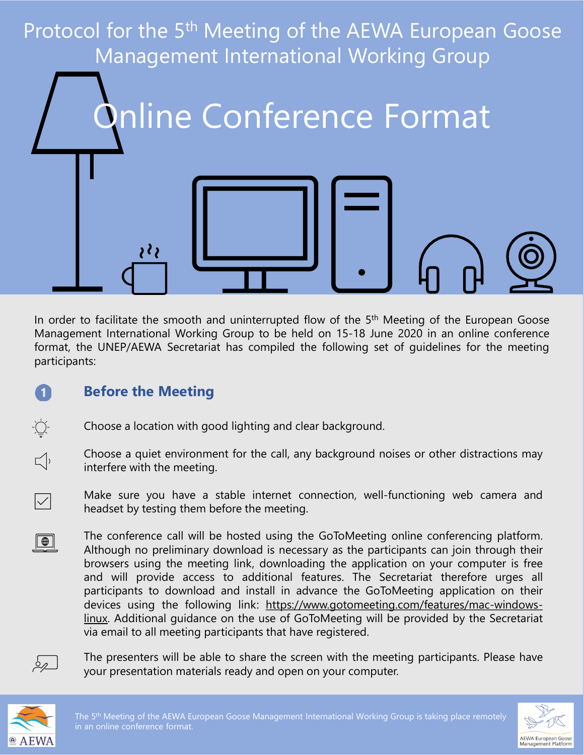# Protocol for the 5th Meeting of the AEWA European Goose Management International Working Group

## Online Conference Format

In order to facilitate the smooth and uninterrupted flow of the 5th Meeting of the European Goose Management International Working Group to be held on 15-18 June 2020 in an online conference format, the UNEP/AEWA Secretariat has compiled the following set of guidelines for the meeting participants:

### 1 Before the Meeting

- Choose a location with good lighting and clear background.
- Choose a quiet environment for the call, any background noises or other distractions may interfere with the meeting.
- Make sure you have a stable internet connection, well-functioning web camera and headset by testing them before the meeting.
- The conference call will be hosted using the GoToMeeting online conferencing platform. Although no preliminary download is necessary as the participants can join through their browsers using the meeting link, downloading the application on your computer is free and will provide access to additional features. The Secretariat therefore urges all participants to download and install in advance the GoToMeeting application on their devices using the following link: https://www.gotomeeting.com/features/mac-windows-linux. Additional guidance on the use of GoToMeeting will be provided by the Secretariat via email to all meeting participants that have registered.
- The presenters will be able to share the screen with the meeting participants. Please have your presentation materials ready and open on your computer.

The 5th Meeting of the AEWA European Goose Management International Working Group is taking place remotely in an online conference format.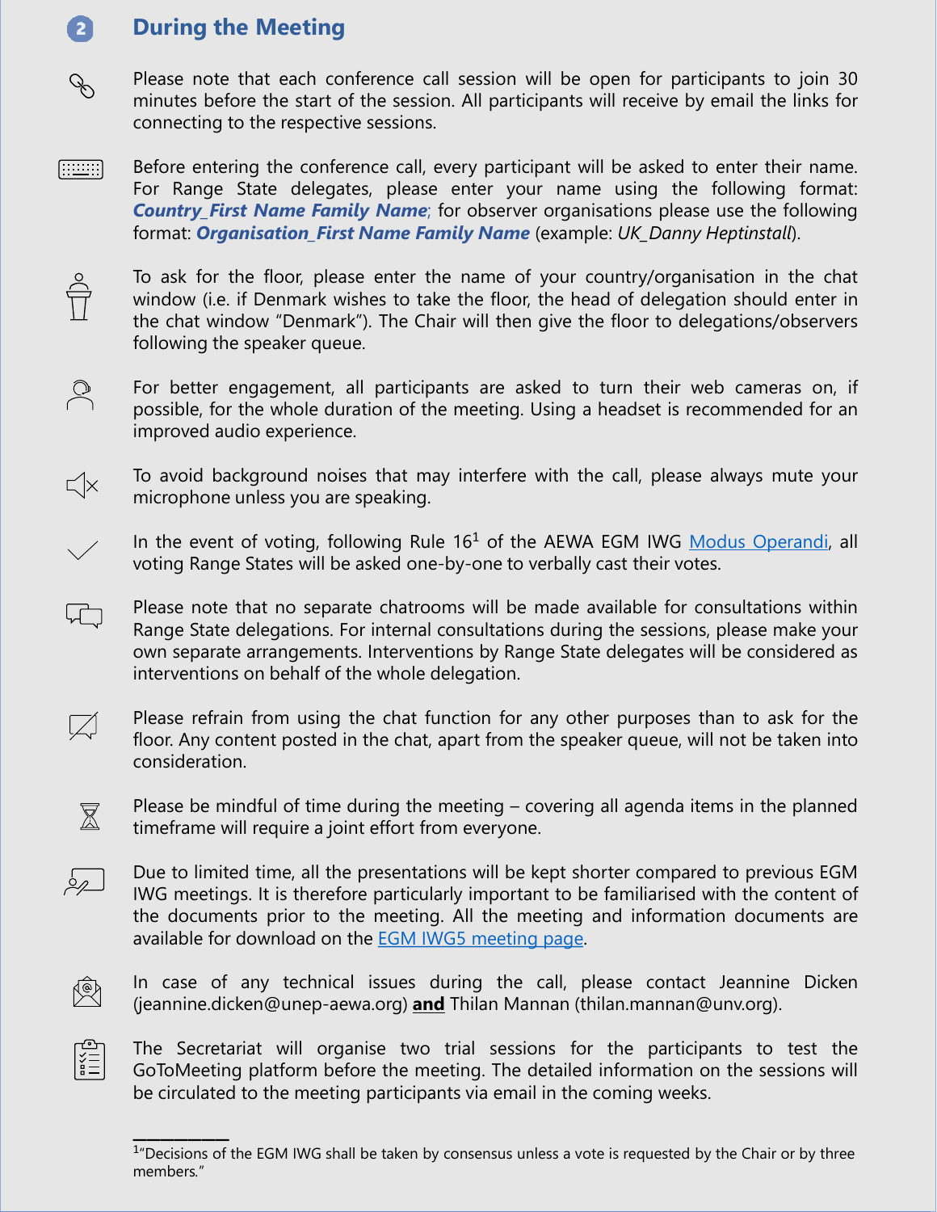## 2 During the Meeting

Please note that each conference call session will be open for participants to join 30 minutes before the start of the session. All participants will receive by email the links for connecting to the respective sessions.

Before entering the conference call, every participant will be asked to enter their name. For Range State delegates, please enter your name using the following format: ***Country_First Name Family Name***; for observer organisations please use the following format: ***Organisation_First Name Family Name*** (example: *UK_Danny Heptinstall*).

To ask for the floor, please enter the name of your country/organisation in the chat window (i.e. if Denmark wishes to take the floor, the head of delegation should enter in the chat window "Denmark"). The Chair will then give the floor to delegations/observers following the speaker queue.

For better engagement, all participants are asked to turn their web cameras on, if possible, for the whole duration of the meeting. Using a headset is recommended for an improved audio experience.

To avoid background noises that may interfere with the call, please always mute your microphone unless you are speaking.

In the event of voting, following Rule 16[1] of the AEWA EGM IWG Modus Operandi, all voting Range States will be asked one-by-one to verbally cast their votes.

Please note that no separate chatrooms will be made available for consultations within Range State delegations. For internal consultations during the sessions, please make your own separate arrangements. Interventions by Range State delegates will be considered as interventions on behalf of the whole delegation.

Please refrain from using the chat function for any other purposes than to ask for the floor. Any content posted in the chat, apart from the speaker queue, will not be taken into consideration.

Please be mindful of time during the meeting – covering all agenda items in the planned timeframe will require a joint effort from everyone.

Due to limited time, all the presentations will be kept shorter compared to previous EGM IWG meetings. It is therefore particularly important to be familiarised with the content of the documents prior to the meeting. All the meeting and information documents are available for download on the EGM IWG5 meeting page.

In case of any technical issues during the call, please contact Jeannine Dicken (jeannine.dicken@unep-aewa.org) **and** Thilan Mannan (thilan.mannan@unv.org).

The Secretariat will organise two trial sessions for the participants to test the GoToMeeting platform before the meeting. The detailed information on the sessions will be circulated to the meeting participants via email in the coming weeks.

---

[1] "Decisions of the EGM IWG shall be taken by consensus unless a vote is requested by the Chair or by three members."